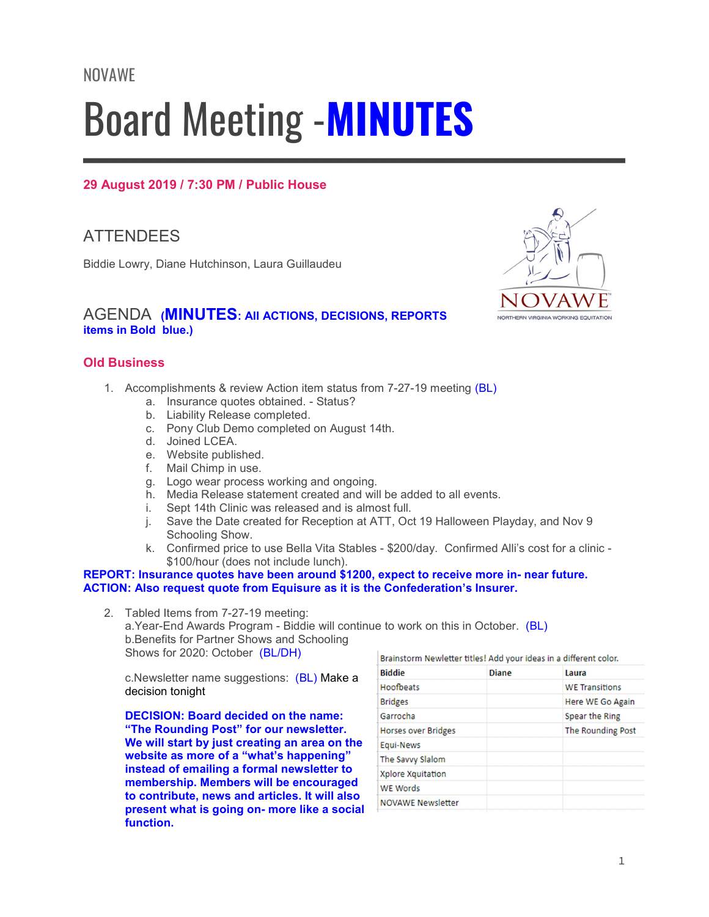NOVAWE

# Board Meeting -**MINUTES**

**29 August 2019 / 7:30 PM / Public House**

## ATTENDEES

Biddie Lowry, Diane Hutchinson, Laura Guillaudeu

NOVAWE
NORTHERN VIRGINIA WORKING EQUITATION

## AGENDA (**MINUTES: All ACTIONS, DECISIONS, REPORTS items in Bold blue.)**

### Old Business

1. Accomplishments & review Action item status from 7-27-19 meeting (BL)
   a. Insurance quotes obtained. - Status?
   b. Liability Release completed.
   c. Pony Club Demo completed on August 14th.
   d. Joined LCEA.
   e. Website published.
   f. Mail Chimp in use.
   g. Logo wear process working and ongoing.
   h. Media Release statement created and will be added to all events.
   i. Sept 14th Clinic was released and is almost full.
   j. Save the Date created for Reception at ATT, Oct 19 Halloween Playday, and Nov 9 Schooling Show.
   k. Confirmed price to use Bella Vita Stables - $200/day. Confirmed Alli's cost for a clinic - $100/hour (does not include lunch).

**REPORT: Insurance quotes have been around $1200, expect to receive more in- near future.**
**ACTION: Also request quote from Equisure as it is the Confederation's Insurer.**

2. Tabled Items from 7-27-19 meeting:
   a.Year-End Awards Program - Biddie will continue to work on this in October. (BL)
   b.Benefits for Partner Shows and Schooling Shows for 2020: October (BL/DH)

   c.Newsletter name suggestions: (BL) Make a decision tonight

   **DECISION: Board decided on the name: "The Rounding Post" for our newsletter. We will start by just creating an area on the website as more of a "what's happening" instead of emailing a formal newsletter to membership. Members will be encouraged to contribute, news and articles. It will also present what is going on- more like a social function.**

Brainstorm Newletter titles! Add your ideas in a different color.

| Biddie | Diane | Laura |
|---|---|---|
| Hoofbeats | | WE Transitions |
| Bridges | | Here WE Go Again |
| Garrocha | | Spear the Ring |
| Horses over Bridges | | The Rounding Post |
| Equi-News | | |
| The Savvy Slalom | | |
| Xplore Xquitation | | |
| WE Words | | |
| NOVAWE Newsletter | | |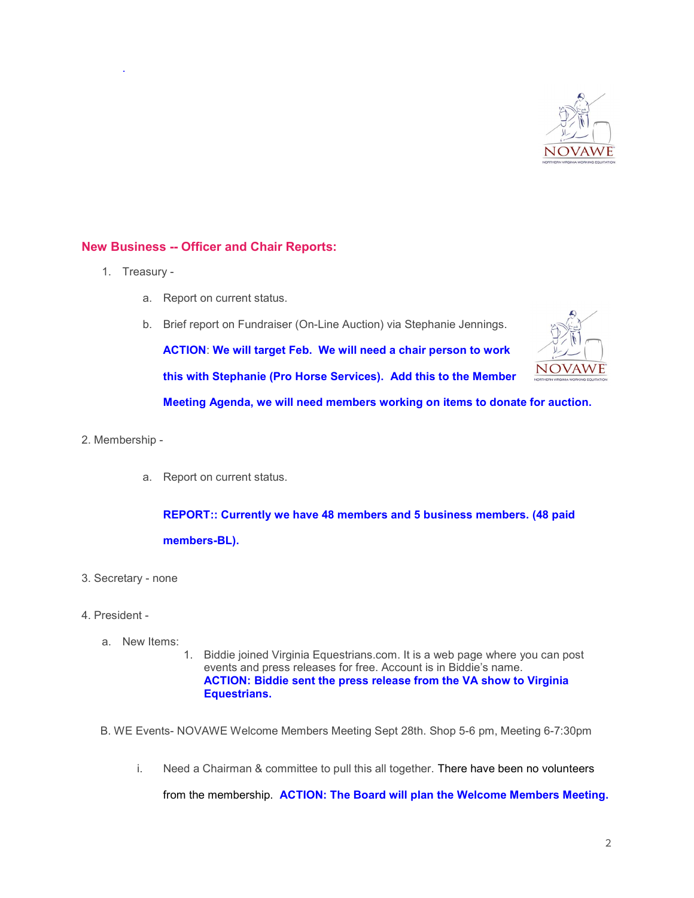## New Business -- Officer and Chair Reports:

1. Treasury -

   a. Report on current status.

   b. Brief report on Fundraiser (On-Line Auction) via Stephanie Jennings.

   **ACTION: We will target Feb. We will need a chair person to work this with Stephanie (Pro Horse Services). Add this to the Member Meeting Agenda, we will need members working on items to donate for auction.**

2. Membership -

   a. Report on current status.

   **REPORT:: Currently we have 48 members and 5 business members. (48 paid members-BL).**

3. Secretary - none

4. President -

   a. New Items:

      1. Biddie joined Virginia Equestrians.com. It is a web page where you can post events and press releases for free. Account is in Biddie's name. **ACTION: Biddie sent the press release from the VA show to Virginia Equestrians.**

   B. WE Events- NOVAWE Welcome Members Meeting Sept 28th. Shop 5-6 pm, Meeting 6-7:30pm

      i. Need a Chairman & committee to pull this all together. There have been no volunteers from the membership. **ACTION: The Board will plan the Welcome Members Meeting.**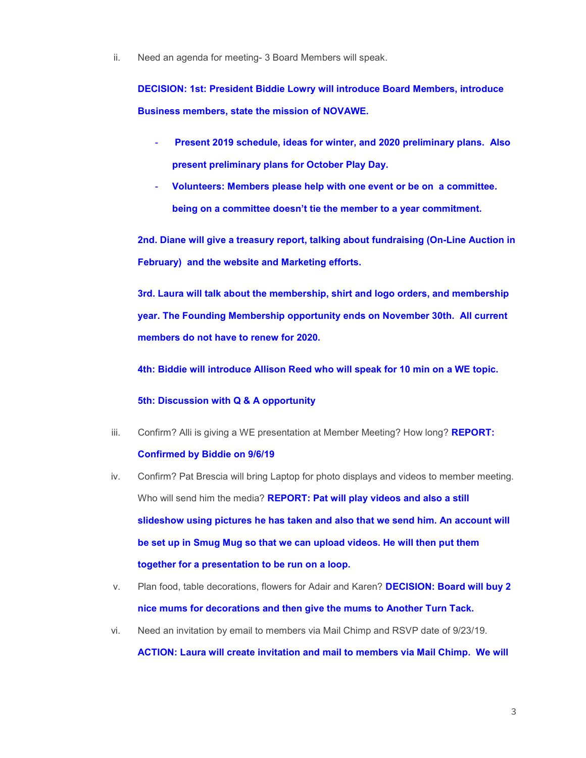ii. Need an agenda for meeting- 3 Board Members will speak.

**DECISION: 1st: President Biddie Lowry will introduce Board Members, introduce Business members, state the mission of NOVAWE.**

- **Present 2019 schedule, ideas for winter, and 2020 preliminary plans. Also present preliminary plans for October Play Day.**
- **Volunteers: Members please help with one event or be on a committee. being on a committee doesn't tie the member to a year commitment.**

**2nd. Diane will give a treasury report, talking about fundraising (On-Line Auction in February) and the website and Marketing efforts.**

**3rd. Laura will talk about the membership, shirt and logo orders, and membership year. The Founding Membership opportunity ends on November 30th. All current members do not have to renew for 2020.**

**4th: Biddie will introduce Allison Reed who will speak for 10 min on a WE topic.**

**5th: Discussion with Q & A opportunity**

iii. Confirm? Alli is giving a WE presentation at Member Meeting? How long? **REPORT: Confirmed by Biddie on 9/6/19**

iv. Confirm? Pat Brescia will bring Laptop for photo displays and videos to member meeting. Who will send him the media? **REPORT: Pat will play videos and also a still slideshow using pictures he has taken and also that we send him. An account will be set up in Smug Mug so that we can upload videos. He will then put them together for a presentation to be run on a loop.**

v. Plan food, table decorations, flowers for Adair and Karen? **DECISION: Board will buy 2 nice mums for decorations and then give the mums to Another Turn Tack.**

vi. Need an invitation by email to members via Mail Chimp and RSVP date of 9/23/19. **ACTION: Laura will create invitation and mail to members via Mail Chimp. We will**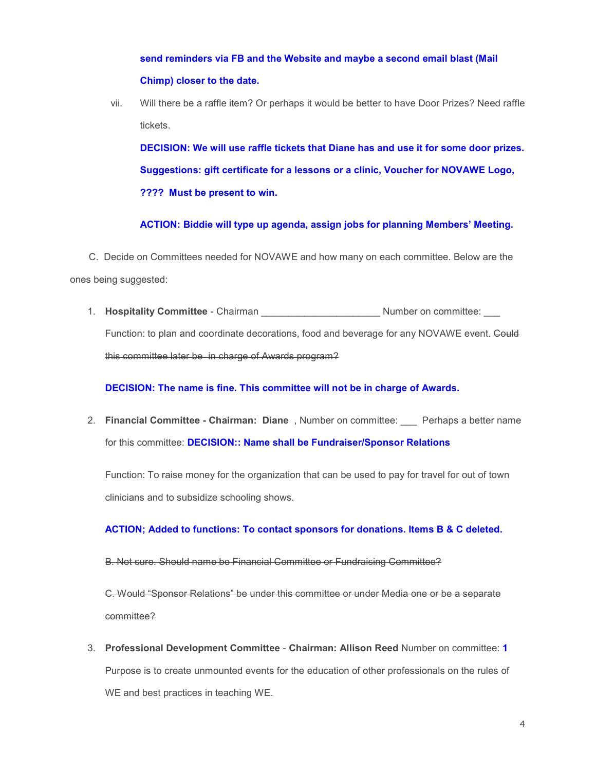**send reminders via FB and the Website and maybe a second email blast (Mail Chimp) closer to the date.**

vii. Will there be a raffle item? Or perhaps it would be better to have Door Prizes? Need raffle tickets.

**DECISION: We will use raffle tickets that Diane has and use it for some door prizes. Suggestions: gift certificate for a lessons or a clinic, Voucher for NOVAWE Logo, ???? Must be present to win.**

**ACTION: Biddie will type up agenda, assign jobs for planning Members' Meeting.**

C. Decide on Committees needed for NOVAWE and how many on each committee. Below are the ones being suggested:

1. **Hospitality Committee** - Chairman _____________________ Number on committee: ___

   Function: to plan and coordinate decorations, food and beverage for any NOVAWE event. ~~Could this committee later be in charge of Awards program?~~

   **DECISION: The name is fine. This committee will not be in charge of Awards.**

2. **Financial Committee - Chairman: Diane** , Number on committee: ___ Perhaps a better name for this committee: **DECISION:: Name shall be Fundraiser/Sponsor Relations**

   Function: To raise money for the organization that can be used to pay for travel for out of town clinicians and to subsidize schooling shows.

   **ACTION; Added to functions: To contact sponsors for donations. Items B & C deleted.**

   ~~B. Not sure. Should name be Financial Committee or Fundraising Committee?~~

   ~~C. Would "Sponsor Relations" be under this committee or under Media one or be a separate committee?~~

3. **Professional Development Committee** - **Chairman: Allison Reed** Number on committee: **1**

   Purpose is to create unmounted events for the education of other professionals on the rules of WE and best practices in teaching WE.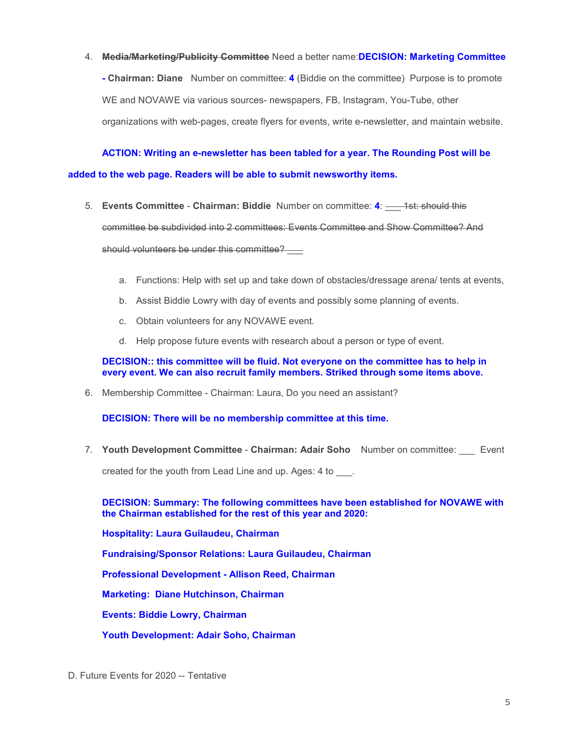4. ~~**Media/Marketing/Publicity Committee**~~ Need a better name:**DECISION: Marketing Committee - Chairman: Diane** Number on committee: **4** (Biddie on the committee) Purpose is to promote WE and NOVAWE via various sources- newspapers, FB, Instagram, You-Tube, other organizations with web-pages, create flyers for events, write e-newsletter, and maintain website.

**ACTION: Writing an e-newsletter has been tabled for a year. The Rounding Post will be added to the web page. Readers will be able to submit newsworthy items.**

5. **Events Committee** - **Chairman: Biddie** Number on committee: **4**: ~~___ 1st: should this committee be subdivided into 2 committees: Events Committee and Show Committee? And should volunteers be under this committee? ___~~

   a. Functions: Help with set up and take down of obstacles/dressage arena/ tents at events,
   b. Assist Biddie Lowry with day of events and possibly some planning of events.
   c. Obtain volunteers for any NOVAWE event.
   d. Help propose future events with research about a person or type of event.

   **DECISION:: this committee will be fluid. Not everyone on the committee has to help in every event. We can also recruit family members. Striked through some items above.**

6. Membership Committee - Chairman: Laura, Do you need an assistant?

   **DECISION: There will be no membership committee at this time.**

7. **Youth Development Committee** - **Chairman: Adair Soho** Number on committee: ___ Event created for the youth from Lead Line and up. Ages: 4 to ___.

   **DECISION: Summary: The following committees have been established for NOVAWE with the Chairman established for the rest of this year and 2020:**

   **Hospitality: Laura Guilaudeu, Chairman**

   **Fundraising/Sponsor Relations: Laura Guilaudeu, Chairman**

   **Professional Development - Allison Reed, Chairman**

   **Marketing: Diane Hutchinson, Chairman**

   **Events: Biddie Lowry, Chairman**

   **Youth Development: Adair Soho, Chairman**

D. Future Events for 2020 -- Tentative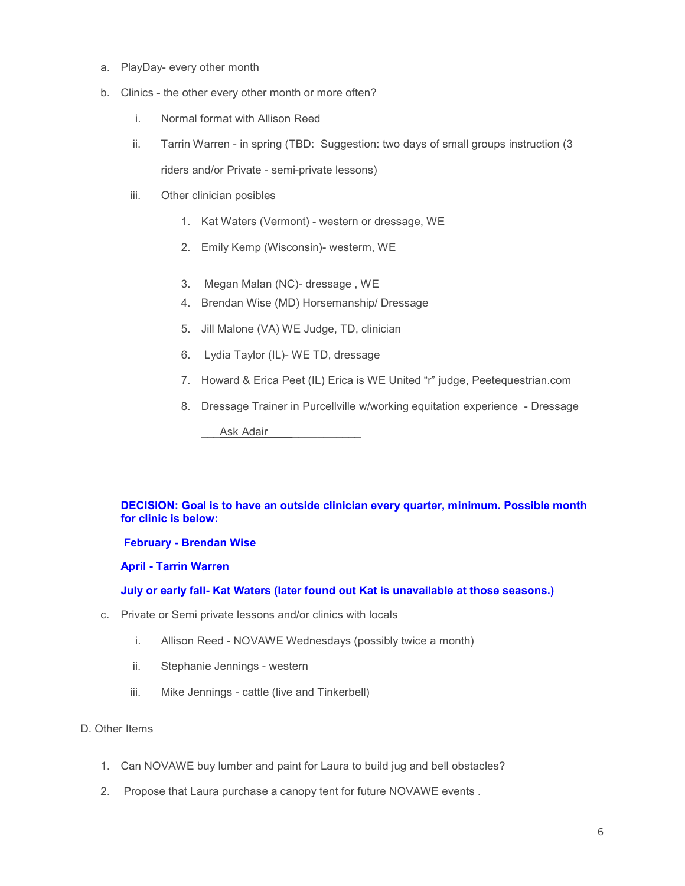a. PlayDay- every other month

b. Clinics - the other every other month or more often?

   i. Normal format with Allison Reed

   ii. Tarrin Warren - in spring (TBD: Suggestion: two days of small groups instruction (3 riders and/or Private - semi-private lessons)

   iii. Other clinician posibles

      1. Kat Waters (Vermont) - western or dressage, WE
      2. Emily Kemp (Wisconsin)- westerm, WE
      3. Megan Malan (NC)- dressage , WE
      4. Brendan Wise (MD) Horsemanship/ Dressage
      5. Jill Malone (VA) WE Judge, TD, clinician
      6. Lydia Taylor (IL)- WE TD, dressage
      7. Howard & Erica Peet (IL) Erica is WE United "r" judge, Peetequestrian.com
      8. Dressage Trainer in Purcellville w/working equitation experience - Dressage

         ___Ask Adair________________

**DECISION: Goal is to have an outside clinician every quarter, minimum. Possible month for clinic is below:**

**February - Brendan Wise**

**April - Tarrin Warren**

**July or early fall- Kat Waters (later found out Kat is unavailable at those seasons.)**

c. Private or Semi private lessons and/or clinics with locals

   i. Allison Reed - NOVAWE Wednesdays (possibly twice a month)

   ii. Stephanie Jennings - western

   iii. Mike Jennings - cattle (live and Tinkerbell)

D. Other Items

1. Can NOVAWE buy lumber and paint for Laura to build jug and bell obstacles?
2. Propose that Laura purchase a canopy tent for future NOVAWE events .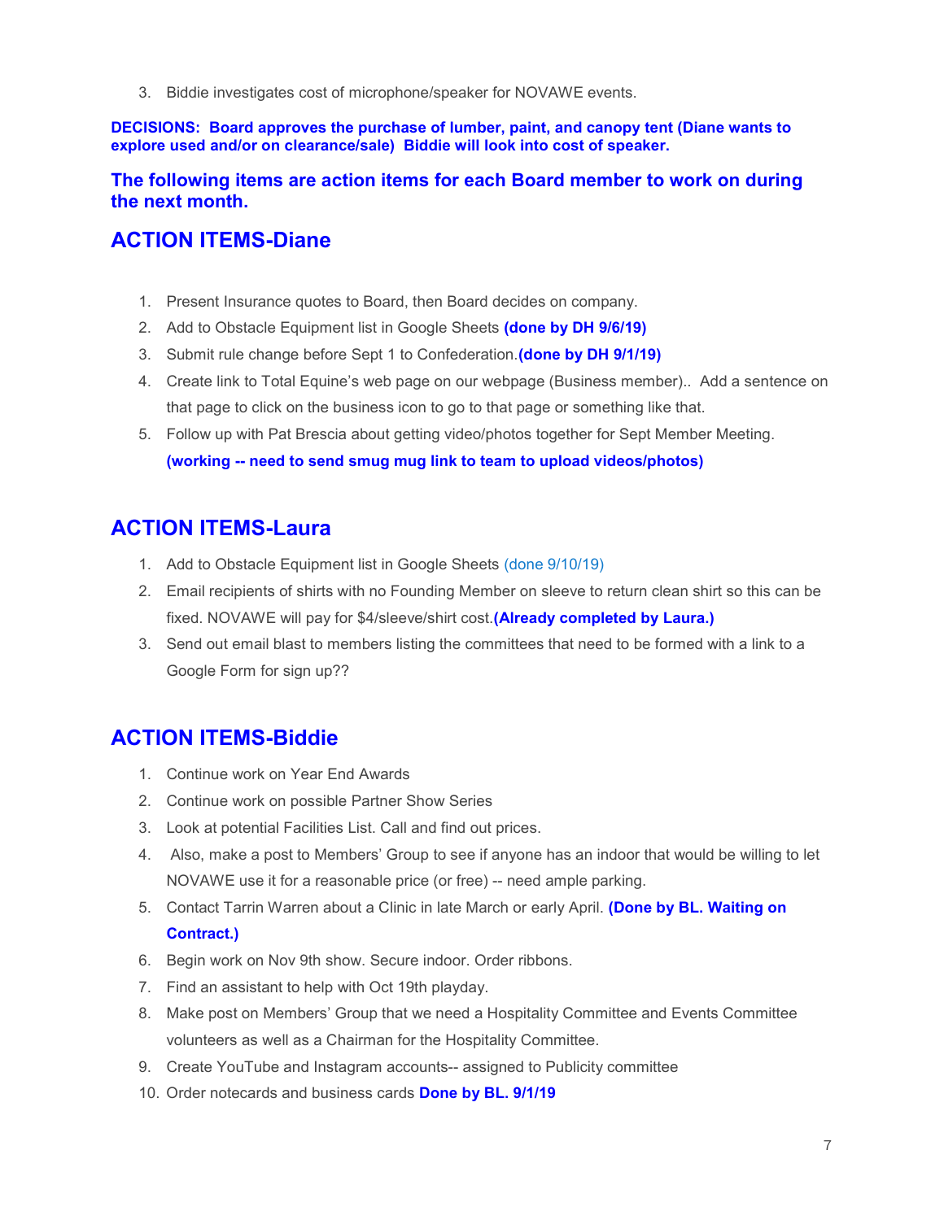3. Biddie investigates cost of microphone/speaker for NOVAWE events.

**DECISIONS: Board approves the purchase of lumber, paint, and canopy tent (Diane wants to explore used and/or on clearance/sale) Biddie will look into cost of speaker.**

### The following items are action items for each Board member to work on during the next month.

## ACTION ITEMS-Diane

1. Present Insurance quotes to Board, then Board decides on company.
2. Add to Obstacle Equipment list in Google Sheets **(done by DH 9/6/19)**
3. Submit rule change before Sept 1 to Confederation.**(done by DH 9/1/19)**
4. Create link to Total Equine's web page on our webpage (Business member).. Add a sentence on that page to click on the business icon to go to that page or something like that.
5. Follow up with Pat Brescia about getting video/photos together for Sept Member Meeting. **(working -- need to send smug mug link to team to upload videos/photos)**

## ACTION ITEMS-Laura

1. Add to Obstacle Equipment list in Google Sheets (done 9/10/19)
2. Email recipients of shirts with no Founding Member on sleeve to return clean shirt so this can be fixed. NOVAWE will pay for $4/sleeve/shirt cost.**(Already completed by Laura.)**
3. Send out email blast to members listing the committees that need to be formed with a link to a Google Form for sign up??

## ACTION ITEMS-Biddie

1. Continue work on Year End Awards
2. Continue work on possible Partner Show Series
3. Look at potential Facilities List. Call and find out prices.
4. Also, make a post to Members' Group to see if anyone has an indoor that would be willing to let NOVAWE use it for a reasonable price (or free) -- need ample parking.
5. Contact Tarrin Warren about a Clinic in late March or early April. **(Done by BL. Waiting on Contract.)**
6. Begin work on Nov 9th show. Secure indoor. Order ribbons.
7. Find an assistant to help with Oct 19th playday.
8. Make post on Members' Group that we need a Hospitality Committee and Events Committee volunteers as well as a Chairman for the Hospitality Committee.
9. Create YouTube and Instagram accounts-- assigned to Publicity committee
10. Order notecards and business cards **Done by BL. 9/1/19**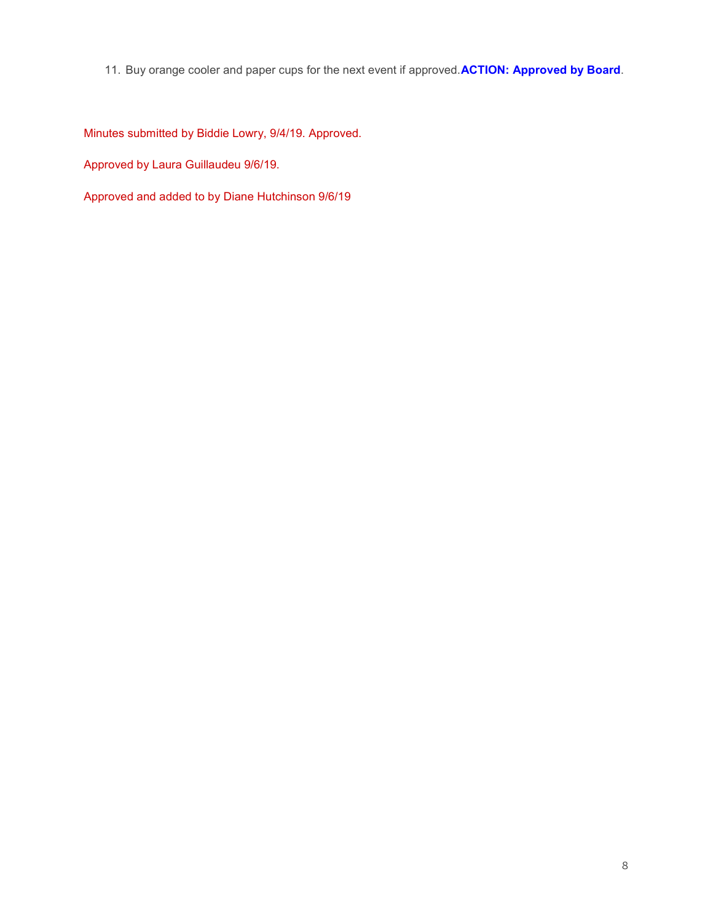11. Buy orange cooler and paper cups for the next event if approved. **ACTION: Approved by Board**.

Minutes submitted by Biddie Lowry, 9/4/19. Approved.

Approved by Laura Guillaudeu 9/6/19.

Approved and added to by Diane Hutchinson 9/6/19